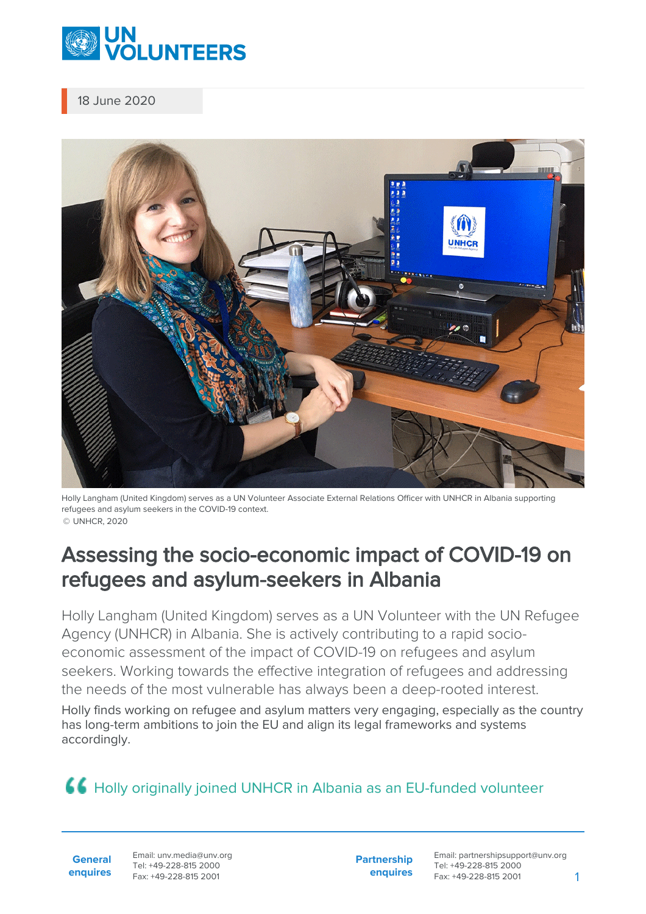18 June 2020

Holly Langham (United Kingdom) serves as a UN Volunteer Associate External Relations Officer with UNHCR in Albania supporting refugees and asylum seekers in the COVID-19 context.
© UNHCR, 2020

# Assessing the socio-economic impact of COVID-19 on refugees and asylum-seekers in Albania

Holly Langham (United Kingdom) serves as a UN Volunteer with the UN Refugee Agency (UNHCR) in Albania. She is actively contributing to a rapid socio-economic assessment of the impact of COVID-19 on refugees and asylum seekers. Working towards the effective integration of refugees and addressing the needs of the most vulnerable has always been a deep-rooted interest.

Holly finds working on refugee and asylum matters very engaging, especially as the country has long-term ambitions to join the EU and align its legal frameworks and systems accordingly.

> Holly originally joined UNHCR in Albania as an EU-funded volunteer

**General enquires**
Email: unv.media@unv.org
Tel: +49-228-815 2000
Fax: +49-228-815 2001

**Partnership enquires**
Email: partnershipsupport@unv.org
Tel: +49-228-815 2000
Fax: +49-228-815 2001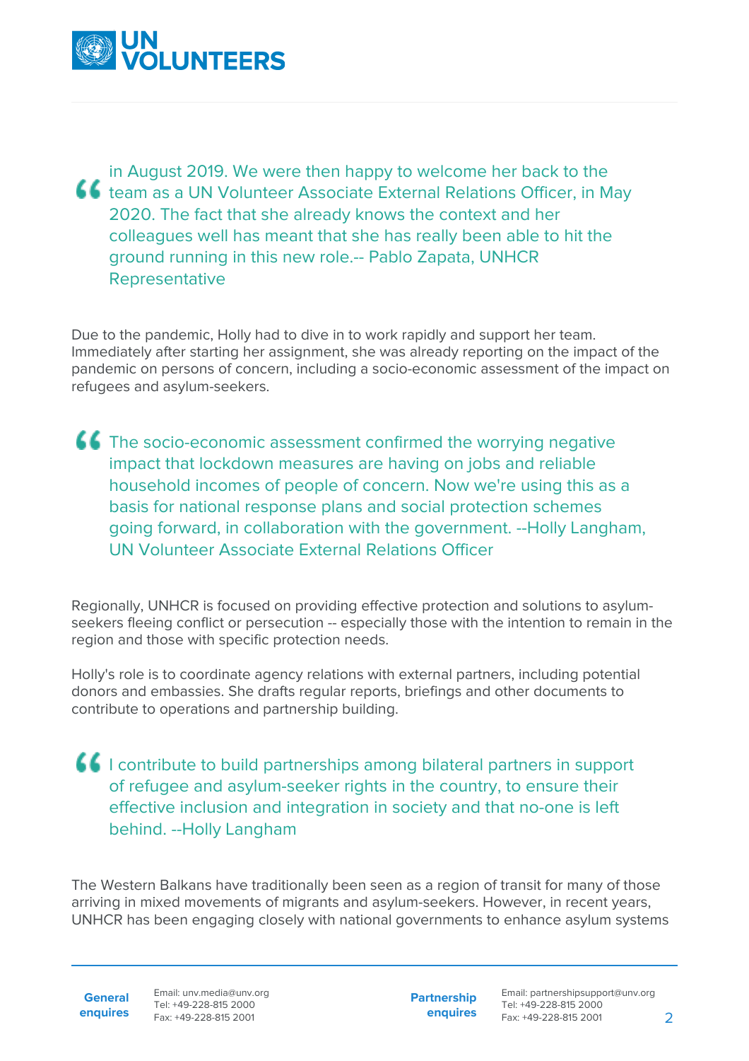> in August 2019. We were then happy to welcome her back to the team as a UN Volunteer Associate External Relations Officer, in May 2020. The fact that she already knows the context and her colleagues well has meant that she has really been able to hit the ground running in this new role.-- Pablo Zapata, UNHCR Representative

Due to the pandemic, Holly had to dive in to work rapidly and support her team. Immediately after starting her assignment, she was already reporting on the impact of the pandemic on persons of concern, including a socio-economic assessment of the impact on refugees and asylum-seekers.

> The socio-economic assessment confirmed the worrying negative impact that lockdown measures are having on jobs and reliable household incomes of people of concern. Now we're using this as a basis for national response plans and social protection schemes going forward, in collaboration with the government. --Holly Langham, UN Volunteer Associate External Relations Officer

Regionally, UNHCR is focused on providing effective protection and solutions to asylum-seekers fleeing conflict or persecution -- especially those with the intention to remain in the region and those with specific protection needs.

Holly's role is to coordinate agency relations with external partners, including potential donors and embassies. She drafts regular reports, briefings and other documents to contribute to operations and partnership building.

> I contribute to build partnerships among bilateral partners in support of refugee and asylum-seeker rights in the country, to ensure their effective inclusion and integration in society and that no-one is left behind. --Holly Langham

The Western Balkans have traditionally been seen as a region of transit for many of those arriving in mixed movements of migrants and asylum-seekers. However, in recent years, UNHCR has been engaging closely with national governments to enhance asylum systems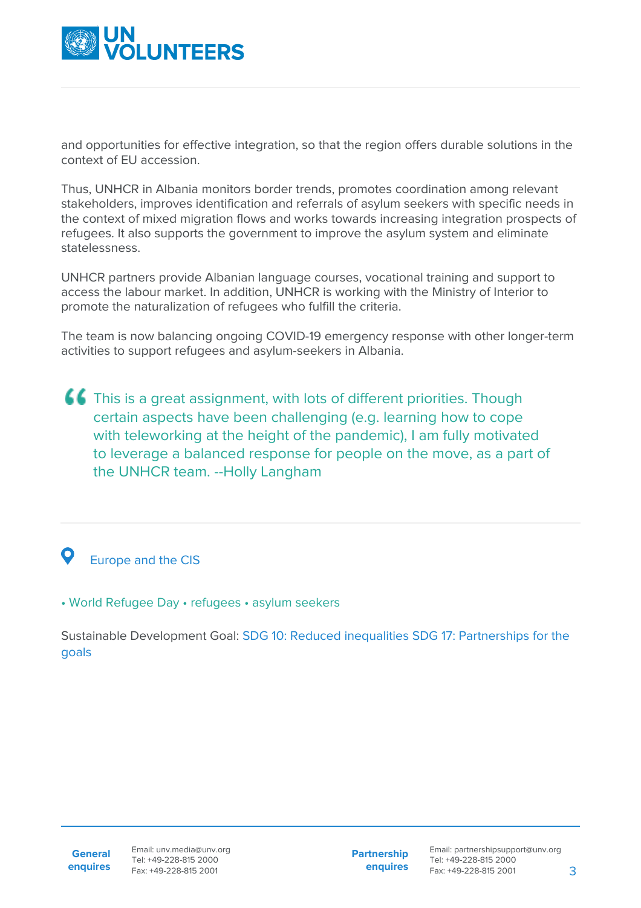and opportunities for effective integration, so that the region offers durable solutions in the context of EU accession.

Thus, UNHCR in Albania monitors border trends, promotes coordination among relevant stakeholders, improves identification and referrals of asylum seekers with specific needs in the context of mixed migration flows and works towards increasing integration prospects of refugees. It also supports the government to improve the asylum system and eliminate statelessness.

UNHCR partners provide Albanian language courses, vocational training and support to access the labour market. In addition, UNHCR is working with the Ministry of Interior to promote the naturalization of refugees who fulfill the criteria.

The team is now balancing ongoing COVID-19 emergency response with other longer-term activities to support refugees and asylum-seekers in Albania.

> This is a great assignment, with lots of different priorities. Though certain aspects have been challenging (e.g. learning how to cope with teleworking at the height of the pandemic), I am fully motivated to leverage a balanced response for people on the move, as a part of the UNHCR team. --Holly Langham

Europe and the CIS

• World Refugee Day • refugees • asylum seekers

Sustainable Development Goal: SDG 10: Reduced inequalities SDG 17: Partnerships for the goals

**General enquires** Email: unv.media@unv.org Tel: +49-228-815 2000 Fax: +49-228-815 2001

**Partnership enquires** Email: partnershipsupport@unv.org Tel: +49-228-815 2000 Fax: +49-228-815 2001